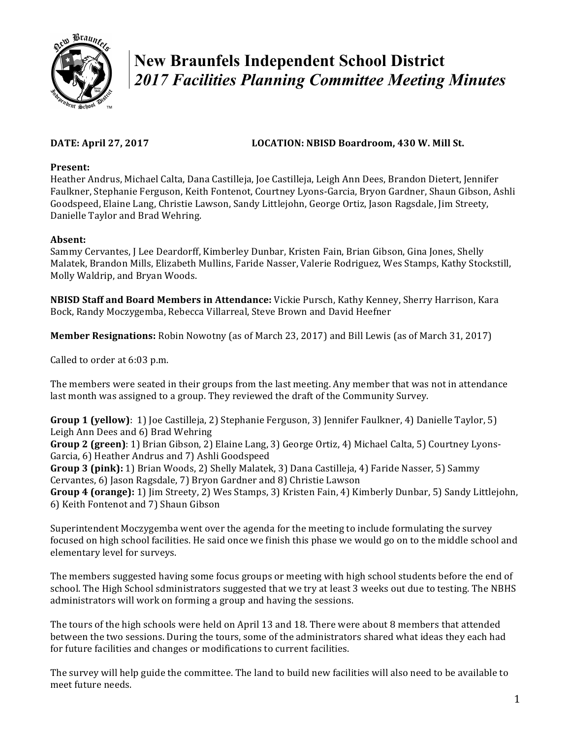# New Braunfels Independent School District
## *2017 Facilities Planning Committee Meeting Minutes*

**DATE: April 27, 2017** **LOCATION: NBISD Boardroom, 430 W. Mill St.**

**Present:**
Heather Andrus, Michael Calta, Dana Castilleja, Joe Castilleja, Leigh Ann Dees, Brandon Dietert, Jennifer Faulkner, Stephanie Ferguson, Keith Fontenot, Courtney Lyons-Garcia, Bryon Gardner, Shaun Gibson, Ashli Goodspeed, Elaine Lang, Christie Lawson, Sandy Littlejohn, George Ortiz, Jason Ragsdale, Jim Streety, Danielle Taylor and Brad Wehring.

**Absent:**
Sammy Cervantes, J Lee Deardorff, Kimberley Dunbar, Kristen Fain, Brian Gibson, Gina Jones, Shelly Malatek, Brandon Mills, Elizabeth Mullins, Faride Nasser, Valerie Rodriguez, Wes Stamps, Kathy Stockstill, Molly Waldrip, and Bryan Woods.

**NBISD Staff and Board Members in Attendance:** Vickie Pursch, Kathy Kenney, Sherry Harrison, Kara Bock, Randy Moczygemba, Rebecca Villarreal, Steve Brown and David Heefner

**Member Resignations:** Robin Nowotny (as of March 23, 2017) and Bill Lewis (as of March 31, 2017)

Called to order at 6:03 p.m.

The members were seated in their groups from the last meeting. Any member that was not in attendance last month was assigned to a group. They reviewed the draft of the Community Survey.

**Group 1 (yellow)**: 1) Joe Castilleja, 2) Stephanie Ferguson, 3) Jennifer Faulkner, 4) Danielle Taylor, 5) Leigh Ann Dees and 6) Brad Wehring
**Group 2 (green)**: 1) Brian Gibson, 2) Elaine Lang, 3) George Ortiz, 4) Michael Calta, 5) Courtney Lyons-Garcia, 6) Heather Andrus and 7) Ashli Goodspeed
**Group 3 (pink):** 1) Brian Woods, 2) Shelly Malatek, 3) Dana Castilleja, 4) Faride Nasser, 5) Sammy Cervantes, 6) Jason Ragsdale, 7) Bryon Gardner and 8) Christie Lawson
**Group 4 (orange):** 1) Jim Streety, 2) Wes Stamps, 3) Kristen Fain, 4) Kimberly Dunbar, 5) Sandy Littlejohn, 6) Keith Fontenot and 7) Shaun Gibson

Superintendent Moczygemba went over the agenda for the meeting to include formulating the survey focused on high school facilities. He said once we finish this phase we would go on to the middle school and elementary level for surveys.

The members suggested having some focus groups or meeting with high school students before the end of school. The High School sdministrators suggested that we try at least 3 weeks out due to testing. The NBHS administrators will work on forming a group and having the sessions.

The tours of the high schools were held on April 13 and 18. There were about 8 members that attended between the two sessions. During the tours, some of the administrators shared what ideas they each had for future facilities and changes or modifications to current facilities.

The survey will help guide the committee. The land to build new facilities will also need to be available to meet future needs.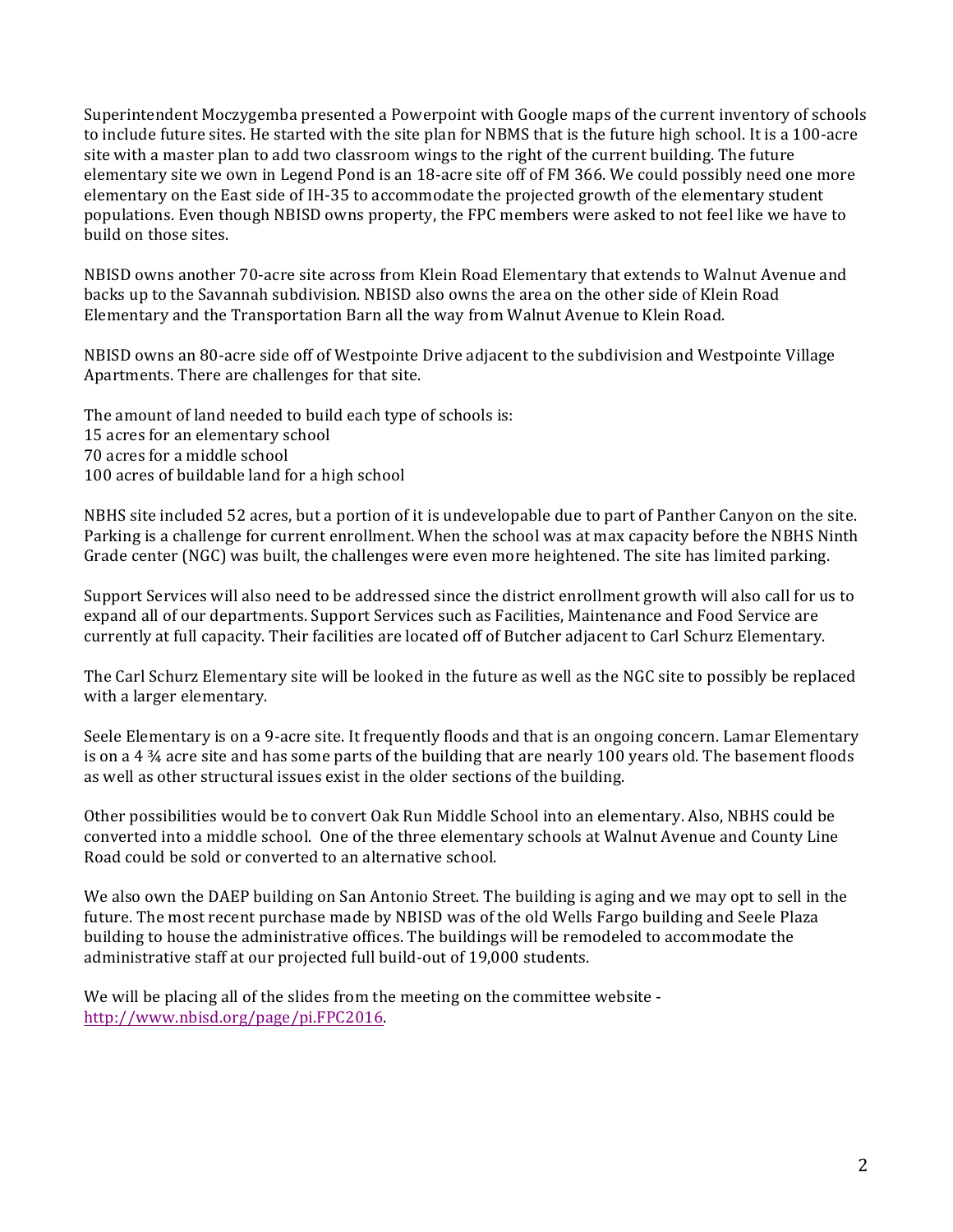Superintendent Moczygemba presented a Powerpoint with Google maps of the current inventory of schools to include future sites. He started with the site plan for NBMS that is the future high school. It is a 100-acre site with a master plan to add two classroom wings to the right of the current building. The future elementary site we own in Legend Pond is an 18-acre site off of FM 366. We could possibly need one more elementary on the East side of IH-35 to accommodate the projected growth of the elementary student populations. Even though NBISD owns property, the FPC members were asked to not feel like we have to build on those sites.

NBISD owns another 70-acre site across from Klein Road Elementary that extends to Walnut Avenue and backs up to the Savannah subdivision. NBISD also owns the area on the other side of Klein Road Elementary and the Transportation Barn all the way from Walnut Avenue to Klein Road.

NBISD owns an 80-acre side off of Westpointe Drive adjacent to the subdivision and Westpointe Village Apartments. There are challenges for that site.

The amount of land needed to build each type of schools is:
15 acres for an elementary school
70 acres for a middle school
100 acres of buildable land for a high school

NBHS site included 52 acres, but a portion of it is undevelopable due to part of Panther Canyon on the site. Parking is a challenge for current enrollment. When the school was at max capacity before the NBHS Ninth Grade center (NGC) was built, the challenges were even more heightened. The site has limited parking.

Support Services will also need to be addressed since the district enrollment growth will also call for us to expand all of our departments. Support Services such as Facilities, Maintenance and Food Service are currently at full capacity. Their facilities are located off of Butcher adjacent to Carl Schurz Elementary.

The Carl Schurz Elementary site will be looked in the future as well as the NGC site to possibly be replaced with a larger elementary.

Seele Elementary is on a 9-acre site. It frequently floods and that is an ongoing concern. Lamar Elementary is on a 4 ¾ acre site and has some parts of the building that are nearly 100 years old. The basement floods as well as other structural issues exist in the older sections of the building.

Other possibilities would be to convert Oak Run Middle School into an elementary. Also, NBHS could be converted into a middle school. One of the three elementary schools at Walnut Avenue and County Line Road could be sold or converted to an alternative school.

We also own the DAEP building on San Antonio Street. The building is aging and we may opt to sell in the future. The most recent purchase made by NBISD was of the old Wells Fargo building and Seele Plaza building to house the administrative offices. The buildings will be remodeled to accommodate the administrative staff at our projected full build-out of 19,000 students.

We will be placing all of the slides from the meeting on the committee website - [http://www.nbisd.org/page/pi.FPC2016](http://www.nbisd.org/page/pi.FPC2016).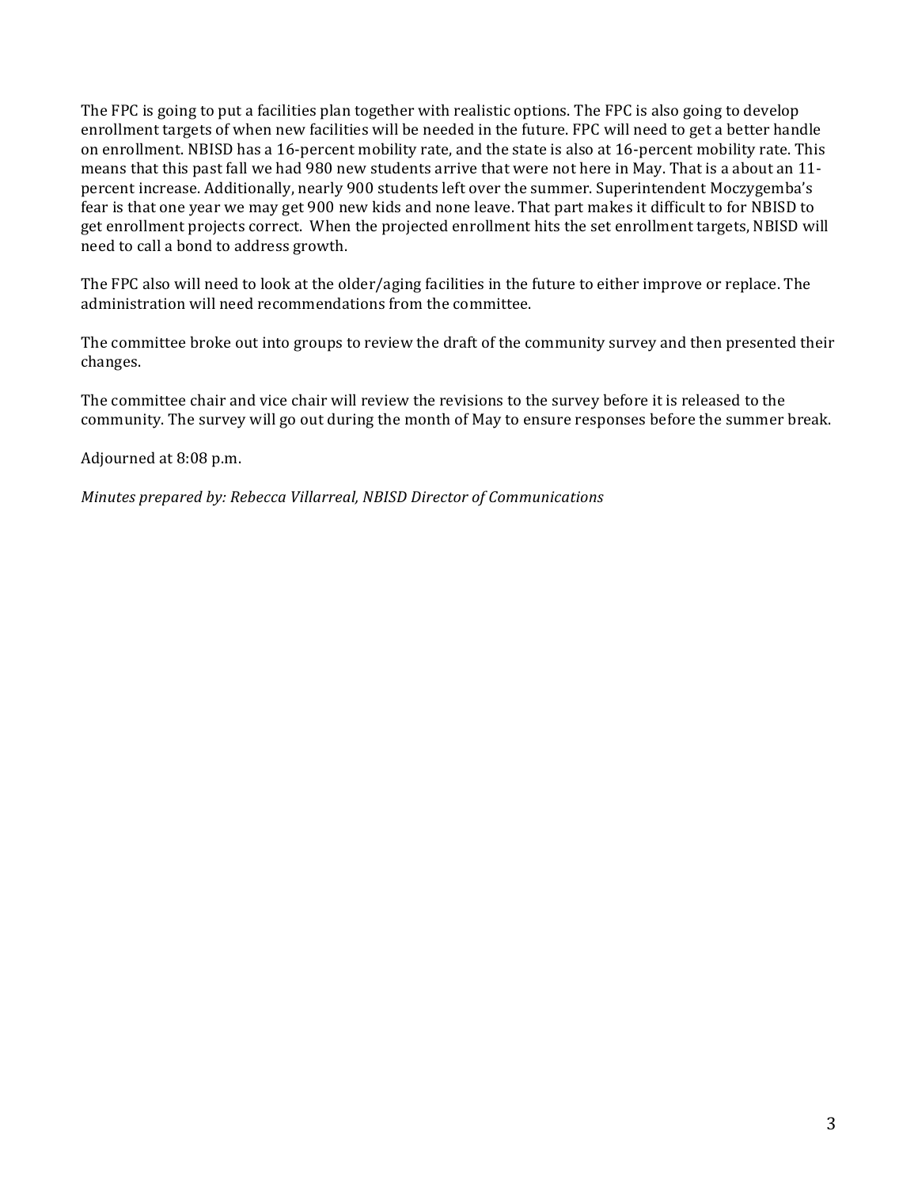The FPC is going to put a facilities plan together with realistic options. The FPC is also going to develop enrollment targets of when new facilities will be needed in the future. FPC will need to get a better handle on enrollment. NBISD has a 16-percent mobility rate, and the state is also at 16-percent mobility rate. This means that this past fall we had 980 new students arrive that were not here in May. That is a about an 11-percent increase. Additionally, nearly 900 students left over the summer. Superintendent Moczygemba's fear is that one year we may get 900 new kids and none leave. That part makes it difficult to for NBISD to get enrollment projects correct. When the projected enrollment hits the set enrollment targets, NBISD will need to call a bond to address growth.

The FPC also will need to look at the older/aging facilities in the future to either improve or replace. The administration will need recommendations from the committee.

The committee broke out into groups to review the draft of the community survey and then presented their changes.

The committee chair and vice chair will review the revisions to the survey before it is released to the community. The survey will go out during the month of May to ensure responses before the summer break.

Adjourned at 8:08 p.m.

*Minutes prepared by: Rebecca Villarreal, NBISD Director of Communications*